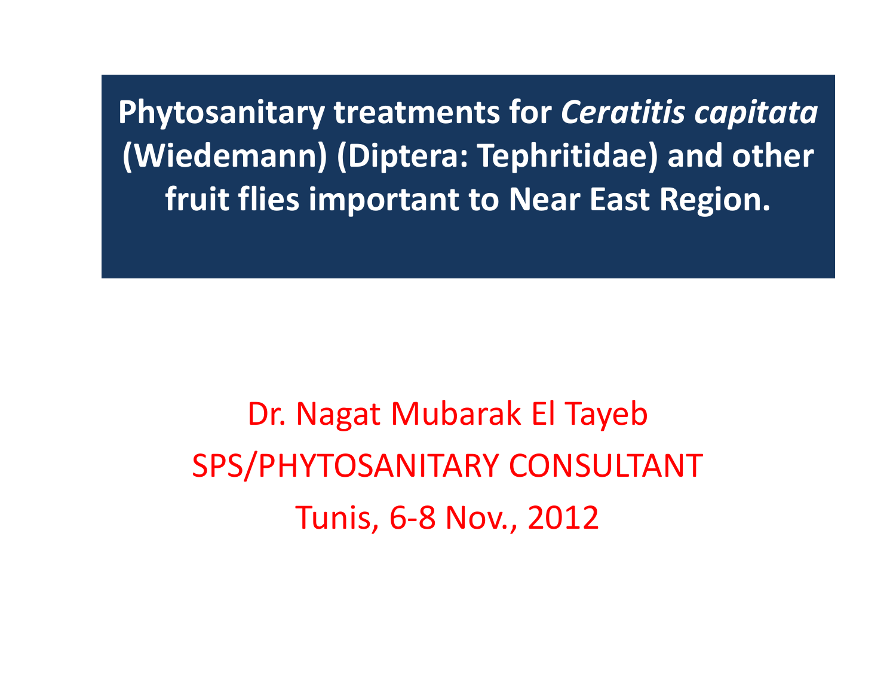# Phytosanitary treatments for *Ceratitis capitata* (Wiedemann) (Diptera: Tephritidae) and other fruit flies important to Near East Region.

Dr. Nagat Mubarak El Tayeb

SPS/PHYTOSANITARY CONSULTANT

Tunis, 6-8 Nov., 2012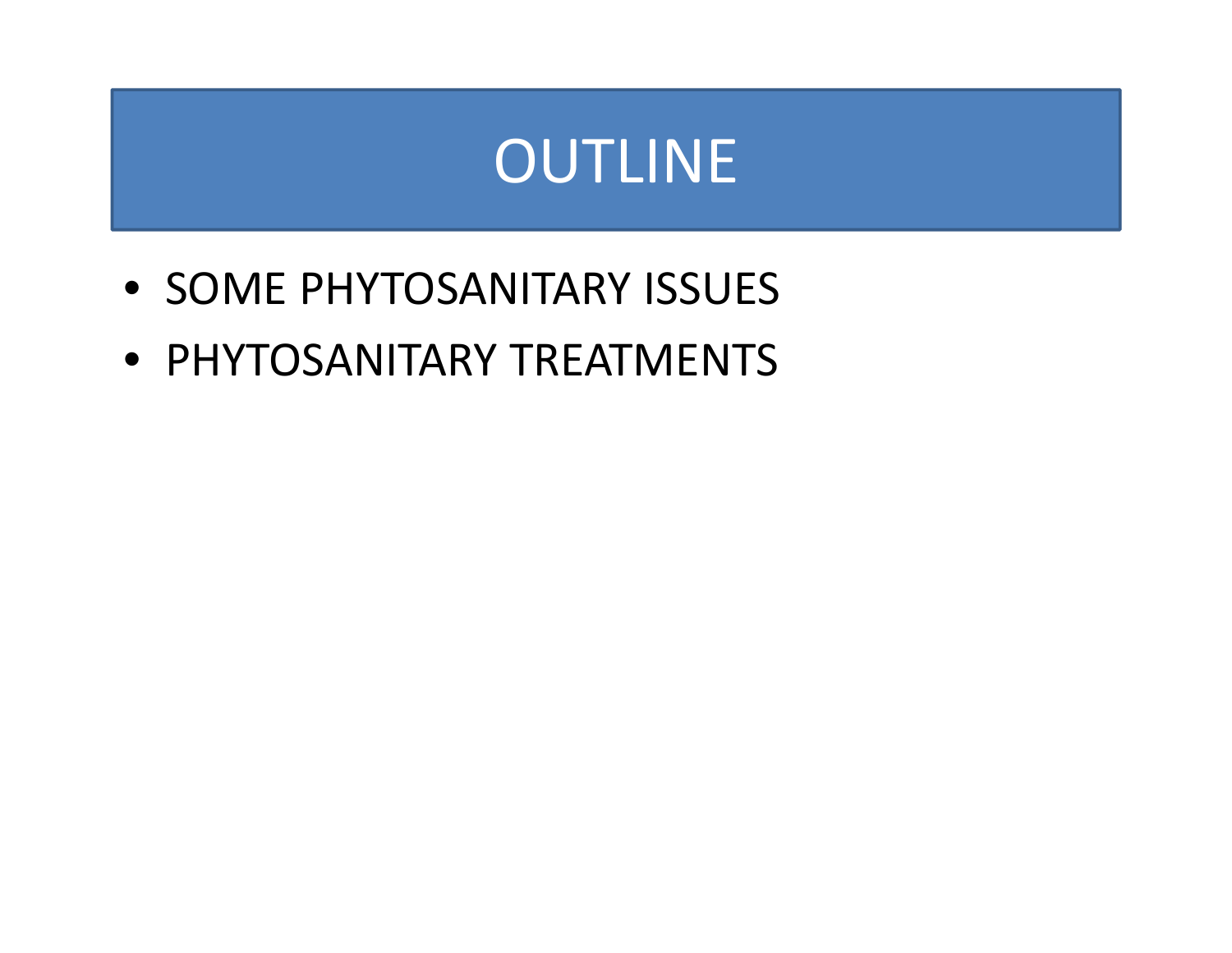# OUTLINE

- SOME PHYTOSANITARY ISSUES
- PHYTOSANITARY TREATMENTS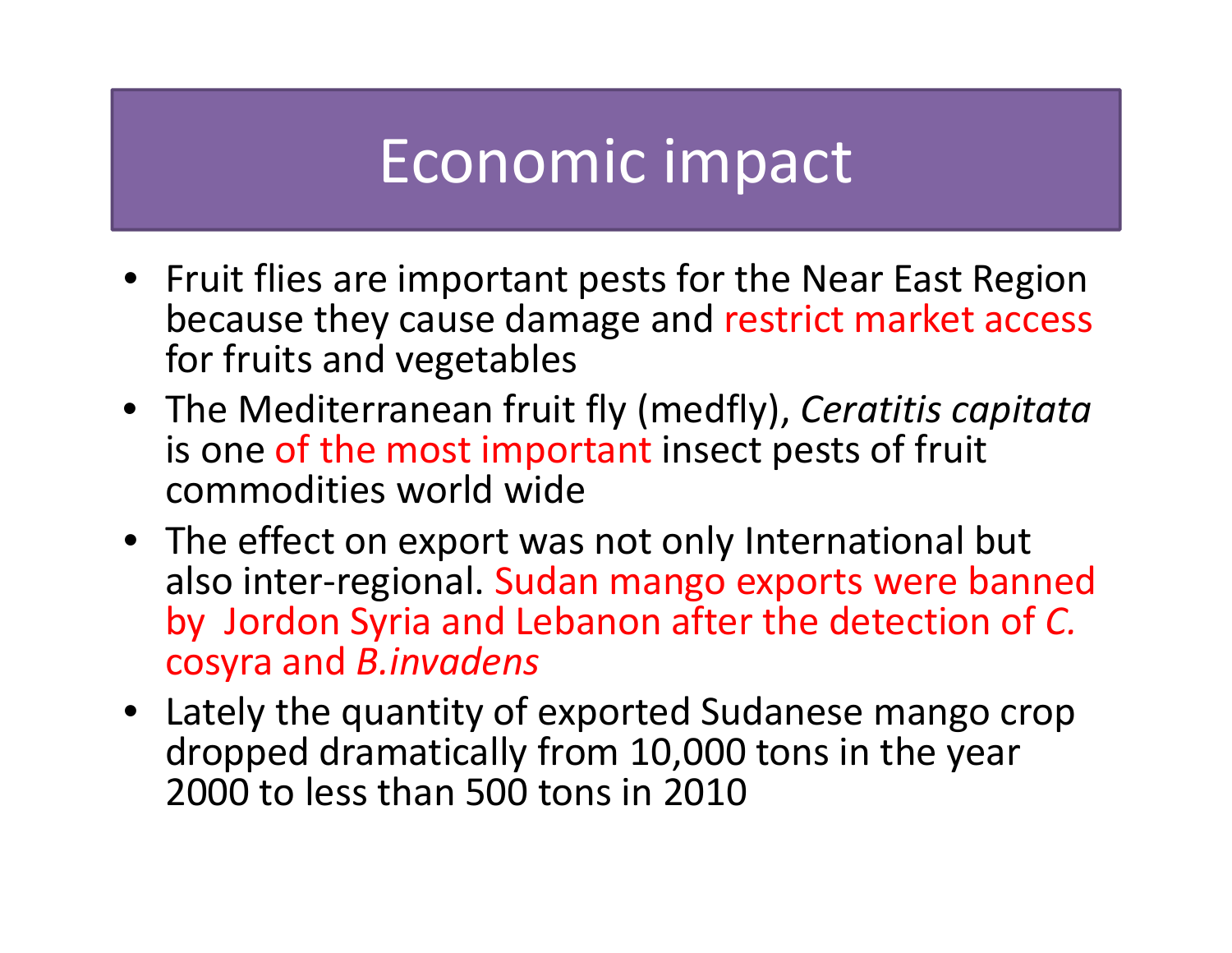# Economic impact

- Fruit flies are important pests for the Near East Region because they cause damage and restrict market access for fruits and vegetables
- The Mediterranean fruit fly (medfly), *Ceratitis capitata* is one of the most important insect pests of fruit commodities world wide
- The effect on export was not only International but also inter-regional. Sudan mango exports were banned by Jordon Syria and Lebanon after the detection of *C.* cosyra and *B.invadens*
- Lately the quantity of exported Sudanese mango crop dropped dramatically from 10,000 tons in the year 2000 to less than 500 tons in 2010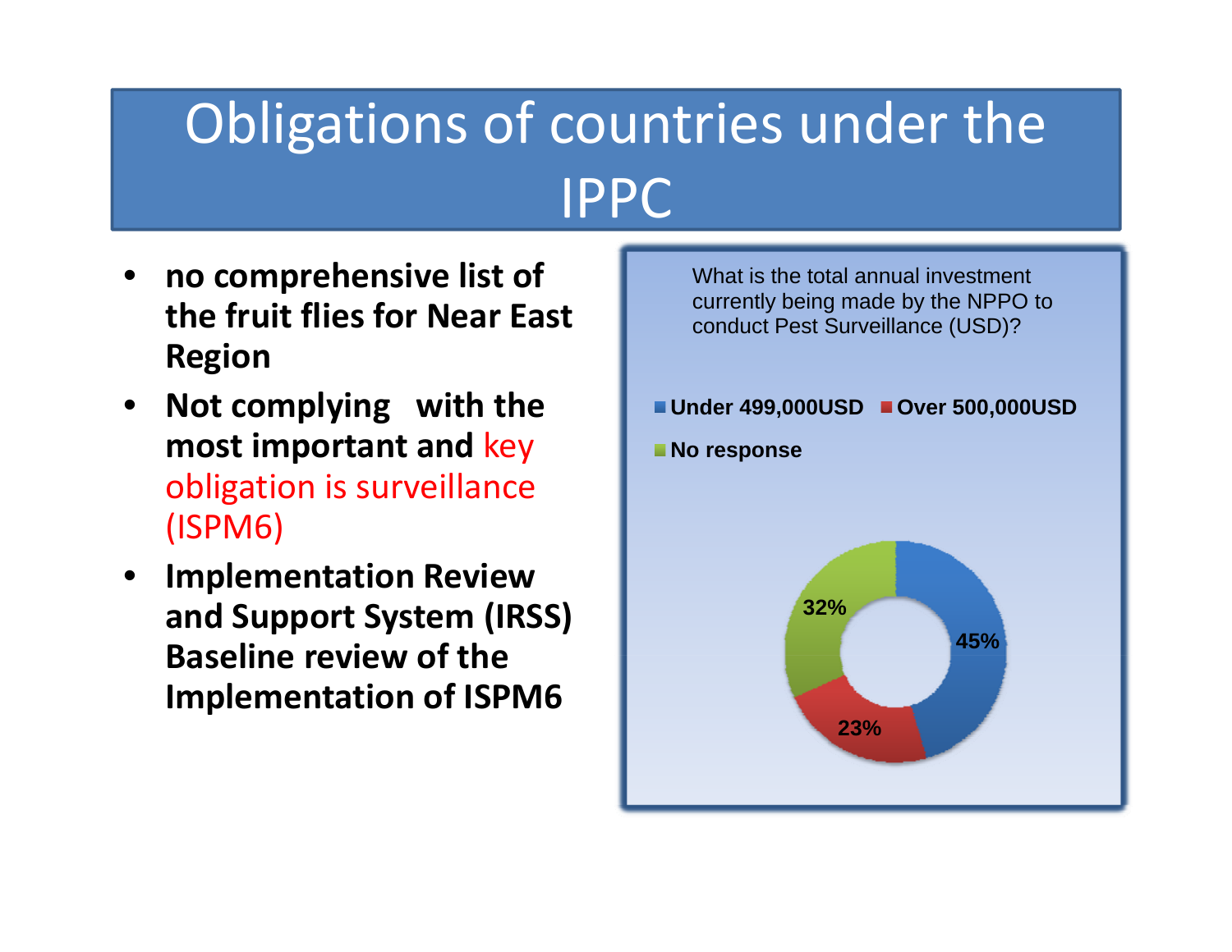# Obligations of countries under the IPPC

- **no comprehensive list of the fruit flies for Near East Region**
- **Not complying with the most important and** key obligation is surveillance (ISPM6)
- **Implementation Review and Support System (IRSS) Baseline review of the Implementation of ISPM6**

What is the total annual investment currently being made by the NPPO to conduct Pest Surveillance (USD)?

| Response | Percentage |
|---|---|
| Under 499,000USD | 45% |
| Over 500,000USD | 23% |
| No response | 32% |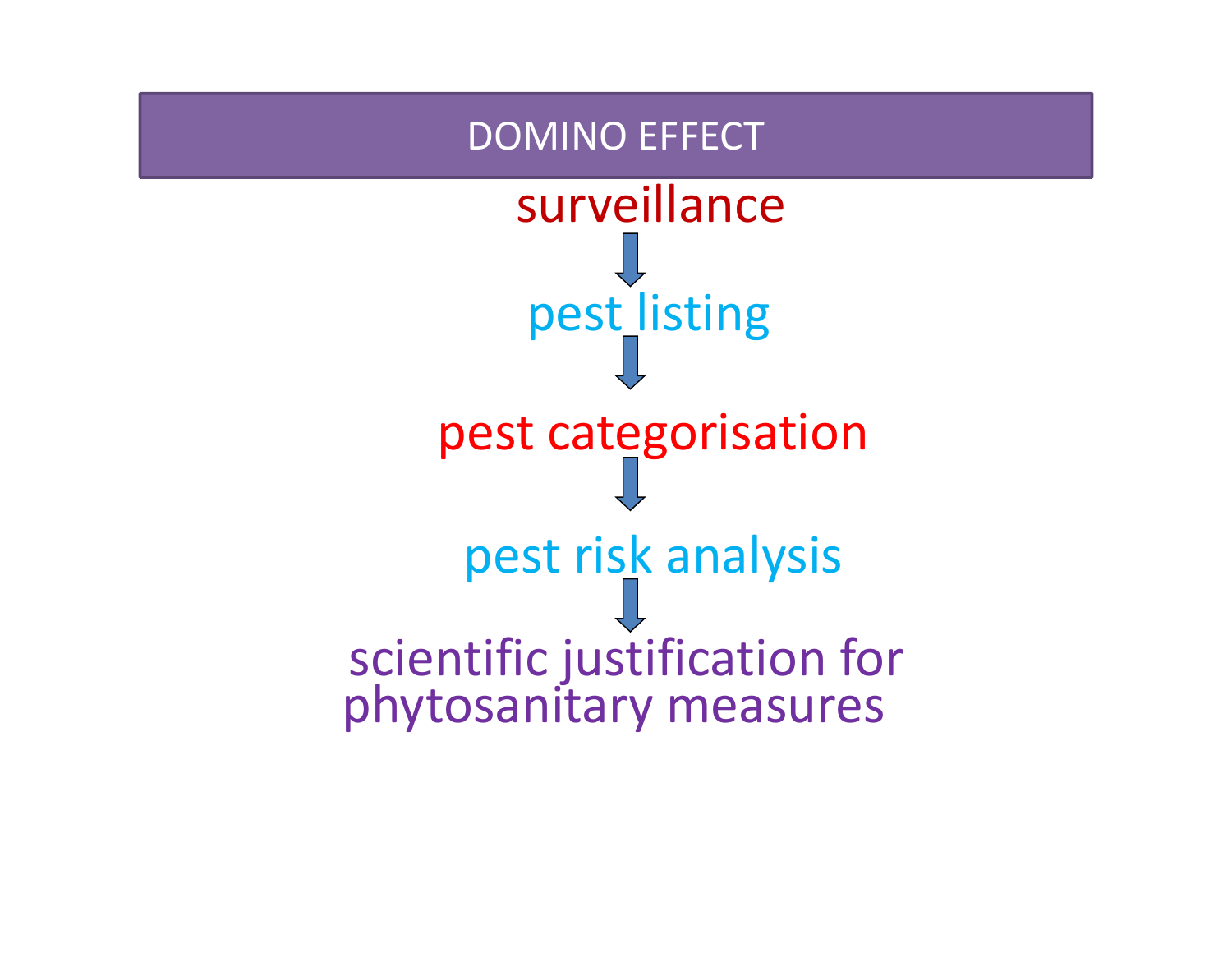# DOMINO EFFECT

surveillance

↓

pest listing

↓

pest categorisation

↓

pest risk analysis

↓

scientific justification for phytosanitary measures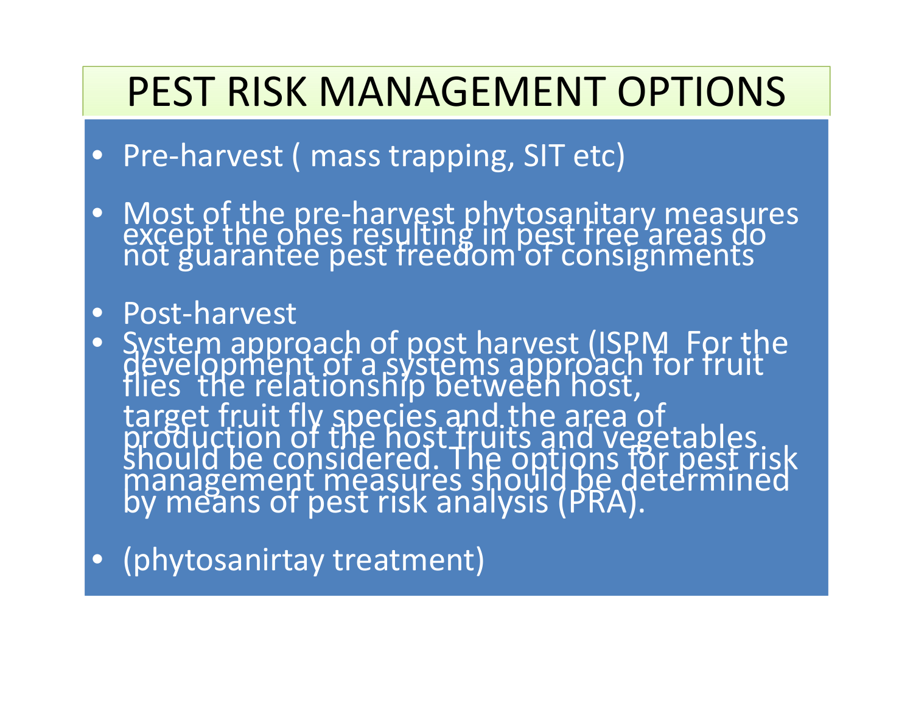# PEST RISK MANAGEMENT OPTIONS

- Pre-harvest ( mass trapping, SIT etc)
- Most of the pre-harvest phytosanitary measures except the ones resulting in pest free areas do not guarantee pest freedom of consignments
- Post-harvest
- System approach of post harvest (ISPM For the development of a systems approach for fruit flies the relationship between host, target fruit fly species and the area of production of the host fruits and vegetables should be considered. The options for pest risk management measures should be determined by means of pest risk analysis (PRA).
- (phytosanirtay treatment)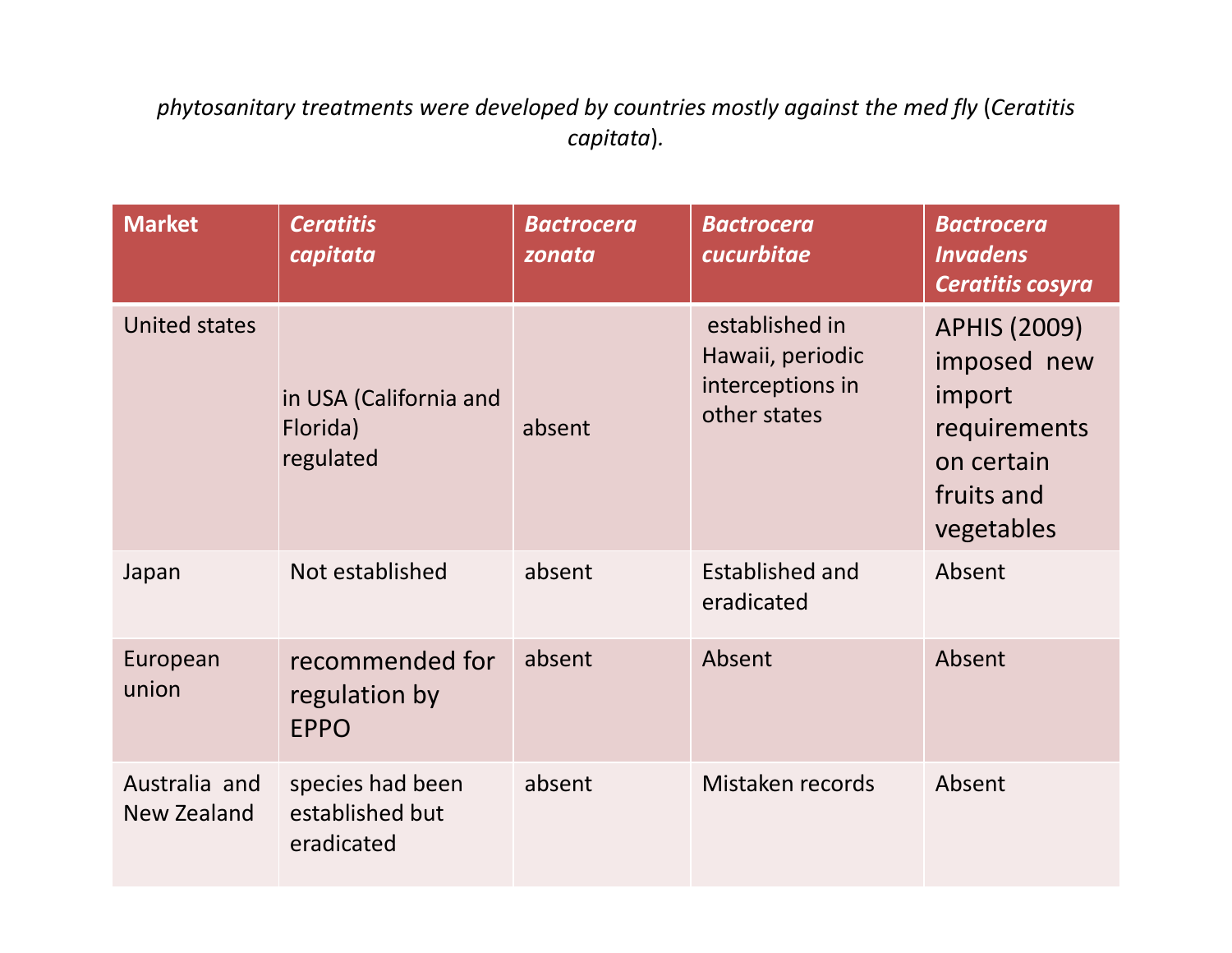*phytosanitary treatments were developed by countries mostly against the med fly (Ceratitis capitata).*

| Market | ***Ceratitis capitata*** | ***Bactrocera zonata*** | ***Bactrocera cucurbitae*** | ***Bactrocera Invadens Ceratitis cosyra*** |
|---|---|---|---|---|
| United states | in USA (California and Florida) regulated | absent | established in Hawaii, periodic interceptions in other states | APHIS (2009) imposed new import requirements on certain fruits and vegetables |
| Japan | Not established | absent | Established and eradicated | Absent |
| European union | recommended for regulation by EPPO | absent | Absent | Absent |
| Australia and New Zealand | species had been established but eradicated | absent | Mistaken records | Absent |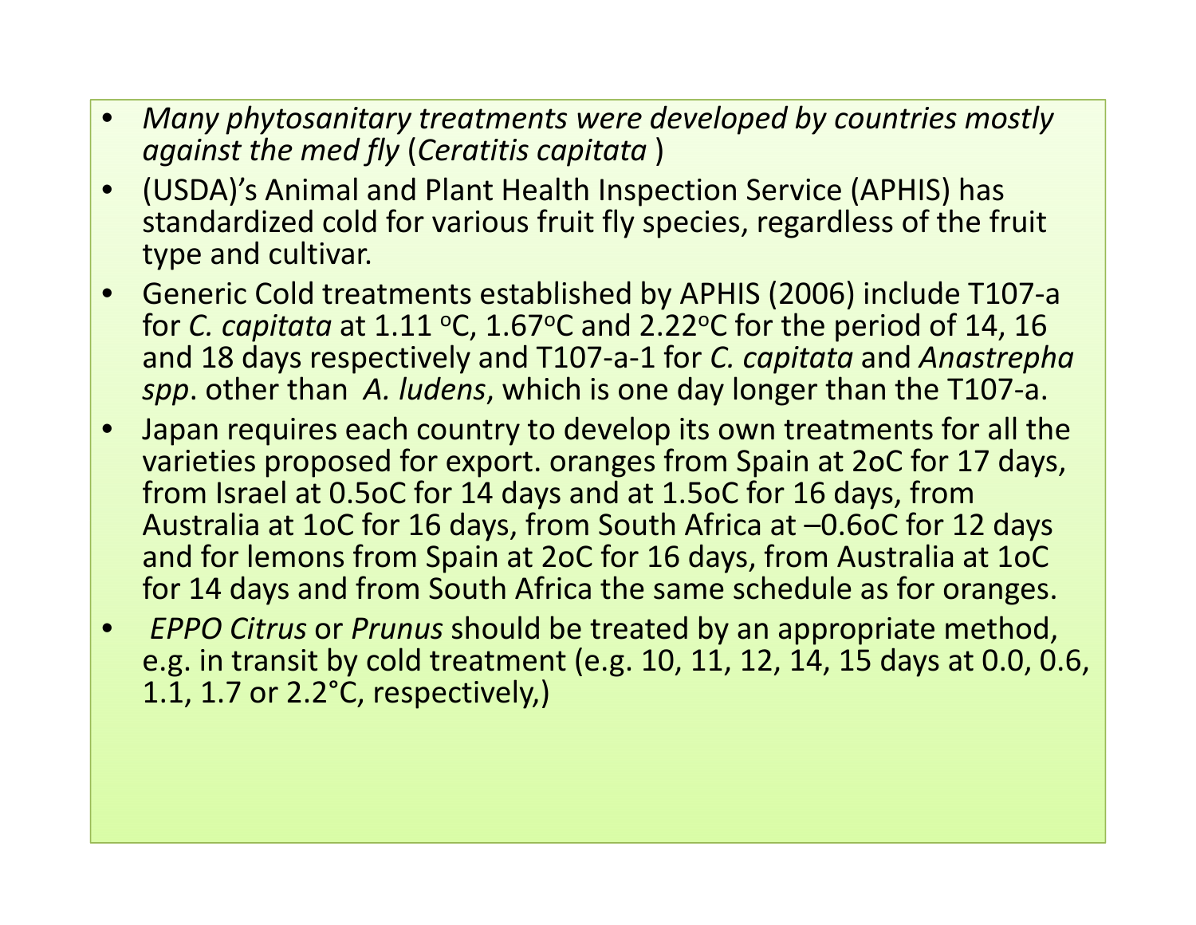- *Many phytosanitary treatments were developed by countries mostly against the med fly* (*Ceratitis capitata* )
- (USDA)'s Animal and Plant Health Inspection Service (APHIS) has standardized cold for various fruit fly species, regardless of the fruit type and cultivar.
- Generic Cold treatments established by APHIS (2006) include T107-a for *C. capitata* at 1.11 $^{o}$C, 1.67$^{o}$C and 2.22$^{o}$C for the period of 14, 16 and 18 days respectively and T107-a-1 for *C. capitata* and *Anastrepha spp*. other than *A. ludens*, which is one day longer than the T107-a.
- Japan requires each country to develop its own treatments for all the varieties proposed for export. oranges from Spain at 2oC for 17 days, from Israel at 0.5oC for 14 days and at 1.5oC for 16 days, from Australia at 1oC for 16 days, from South Africa at –0.6oC for 12 days and for lemons from Spain at 2oC for 16 days, from Australia at 1oC for 14 days and from South Africa the same schedule as for oranges.
- *EPPO Citrus* or *Prunus* should be treated by an appropriate method, e.g. in transit by cold treatment (e.g. 10, 11, 12, 14, 15 days at 0.0, 0.6, 1.1, 1.7 or 2.2°C, respectively,)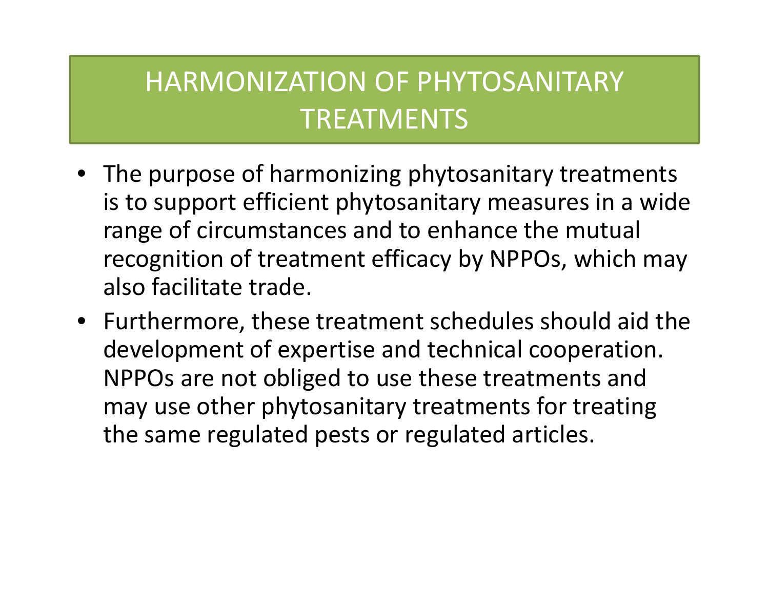# HARMONIZATION OF PHYTOSANITARY TREATMENTS

- The purpose of harmonizing phytosanitary treatments is to support efficient phytosanitary measures in a wide range of circumstances and to enhance the mutual recognition of treatment efficacy by NPPOs, which may also facilitate trade.
- Furthermore, these treatment schedules should aid the development of expertise and technical cooperation. NPPOs are not obliged to use these treatments and may use other phytosanitary treatments for treating the same regulated pests or regulated articles.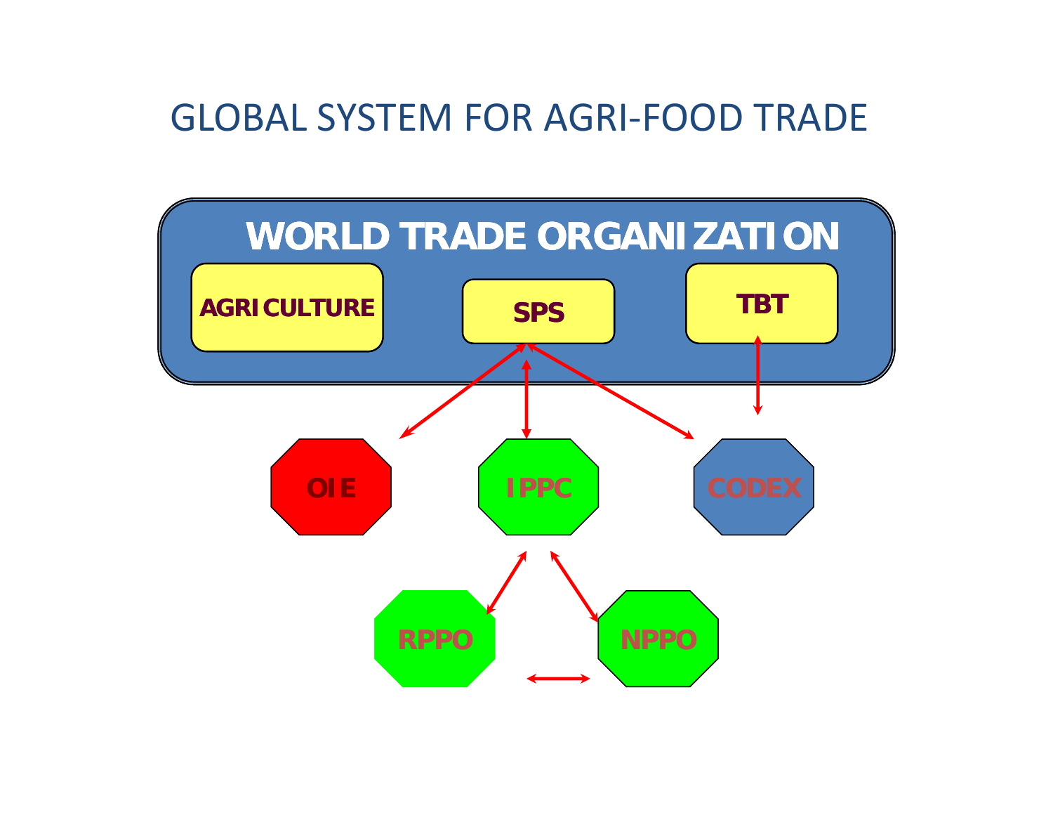# GLOBAL SYSTEM FOR AGRI-FOOD TRADE

WORLD TRADE ORGANIZATION

AGRICULTURE

SPS

TBT

OIE

IPPC

CODEX

RPPO

NPPO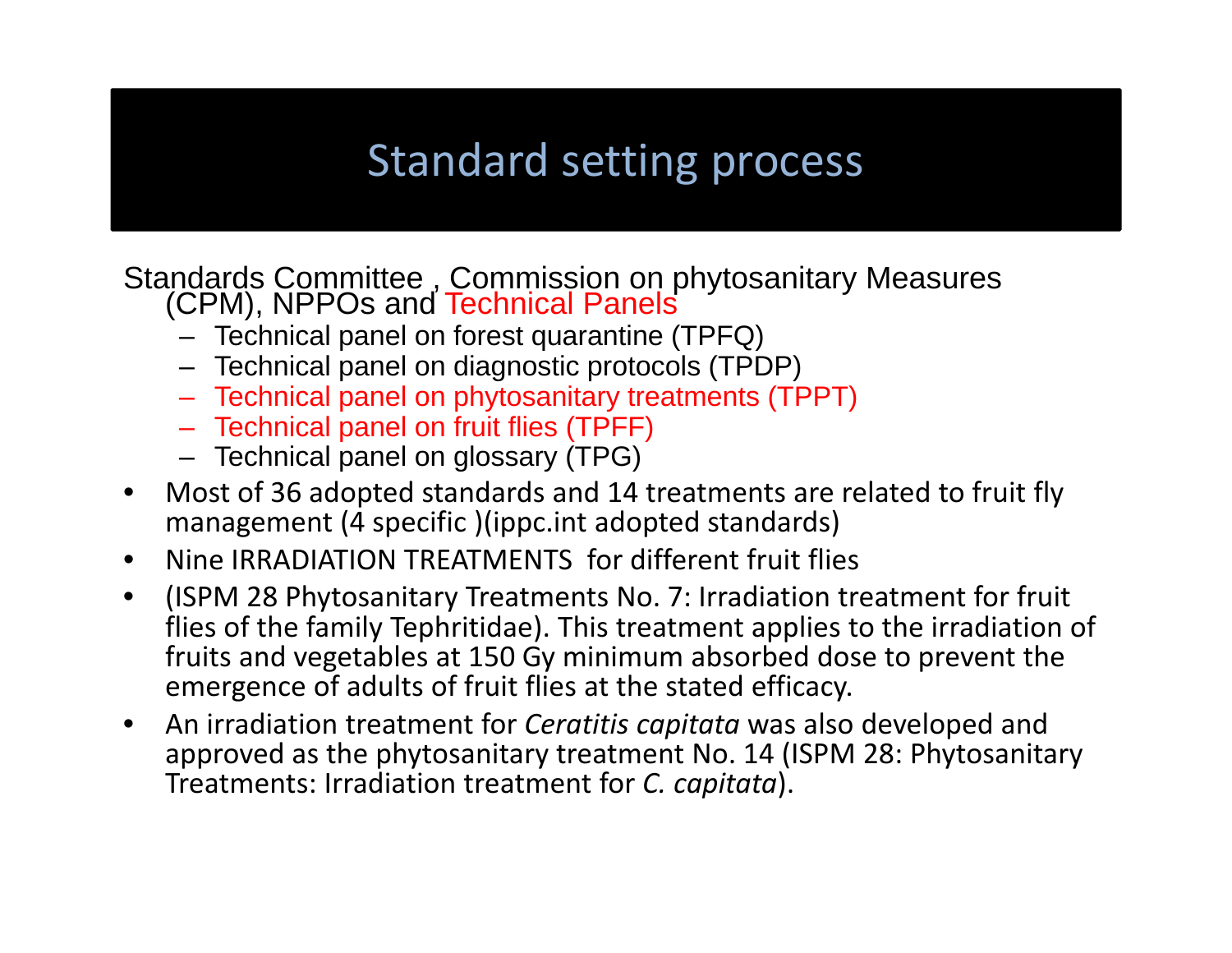# Standard setting process

Standards Committee , Commission on phytosanitary Measures (CPM), NPPOs and Technical Panels

- Technical panel on forest quarantine (TPFQ)
- Technical panel on diagnostic protocols (TPDP)
- Technical panel on phytosanitary treatments (TPPT)
- Technical panel on fruit flies (TPFF)
- Technical panel on glossary (TPG)

- Most of 36 adopted standards and 14 treatments are related to fruit fly management (4 specific )(ippc.int adopted standards)
- Nine IRRADIATION TREATMENTS for different fruit flies
- (ISPM 28 Phytosanitary Treatments No. 7: Irradiation treatment for fruit flies of the family Tephritidae). This treatment applies to the irradiation of fruits and vegetables at 150 Gy minimum absorbed dose to prevent the emergence of adults of fruit flies at the stated efficacy.
- An irradiation treatment for *Ceratitis capitata* was also developed and approved as the phytosanitary treatment No. 14 (ISPM 28: Phytosanitary Treatments: Irradiation treatment for *C. capitata*).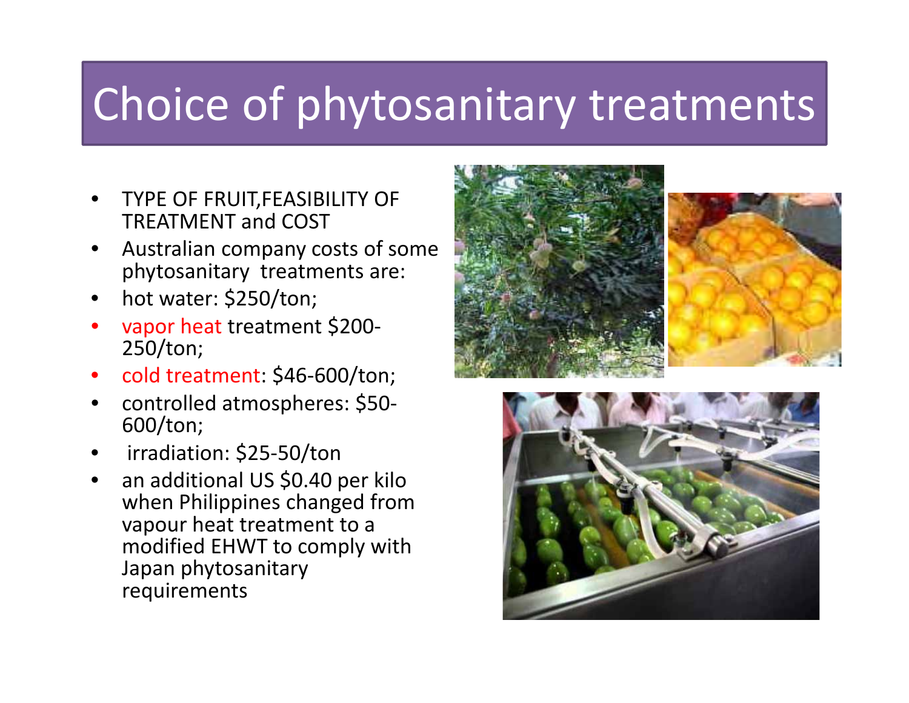# Choice of phytosanitary treatments

- TYPE OF FRUIT,FEASIBILITY OF TREATMENT and COST
- Australian company costs of some phytosanitary treatments are:
- hot water: $250/ton;
- vapor heat treatment $200-250/ton;
- cold treatment: $46-600/ton;
- controlled atmospheres: $50-600/ton;
- irradiation: $25-50/ton
- an additional US $0.40 per kilo when Philippines changed from vapour heat treatment to a modified EHWT to comply with Japan phytosanitary requirements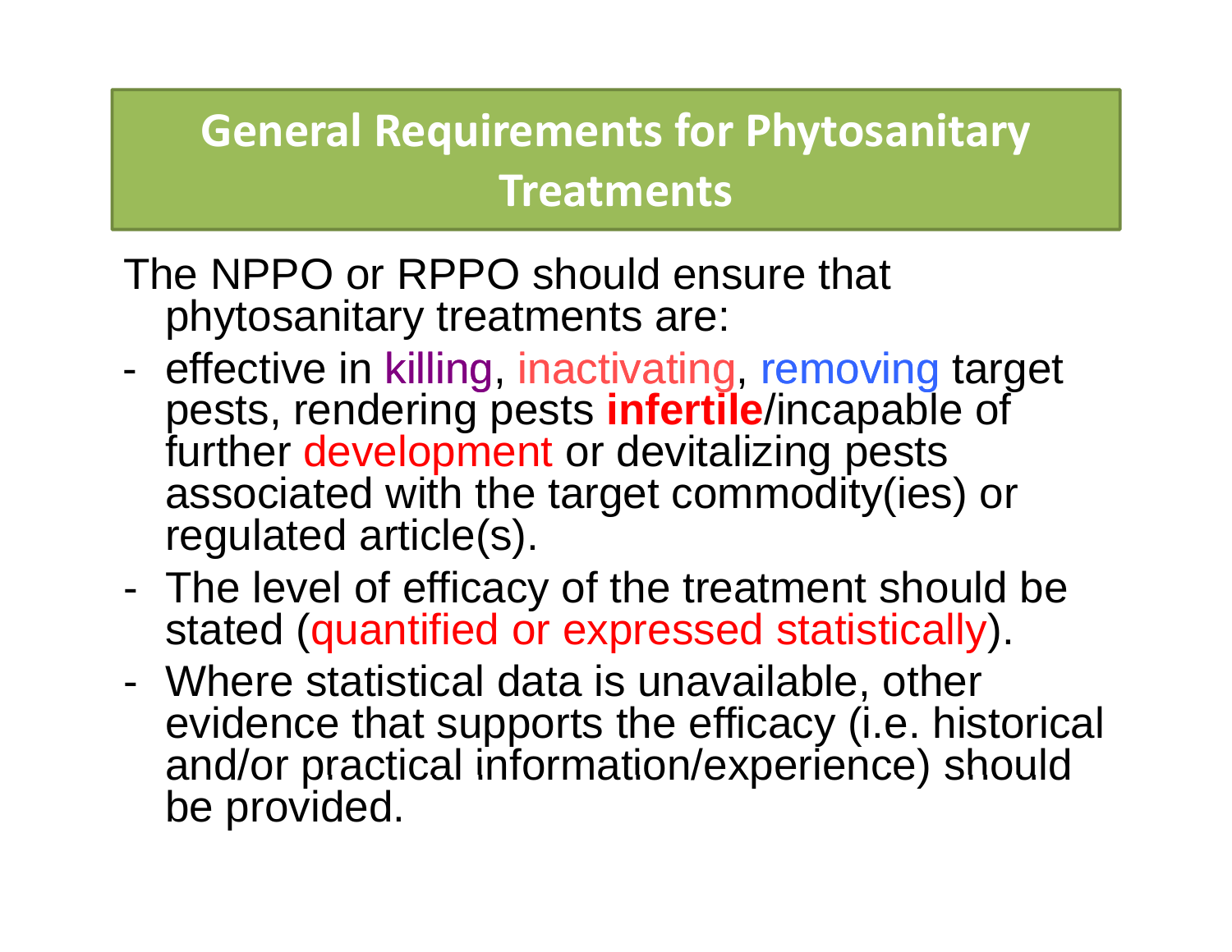# General Requirements for Phytosanitary Treatments

The NPPO or RPPO should ensure that phytosanitary treatments are:

- effective in killing, inactivating, removing target pests, rendering pests **infertile**/incapable of further development or devitalizing pests associated with the target commodity(ies) or regulated article(s).
- The level of efficacy of the treatment should be stated (quantified or expressed statistically).
- Where statistical data is unavailable, other evidence that supports the efficacy (i.e. historical and/or practical information/experience) should be provided.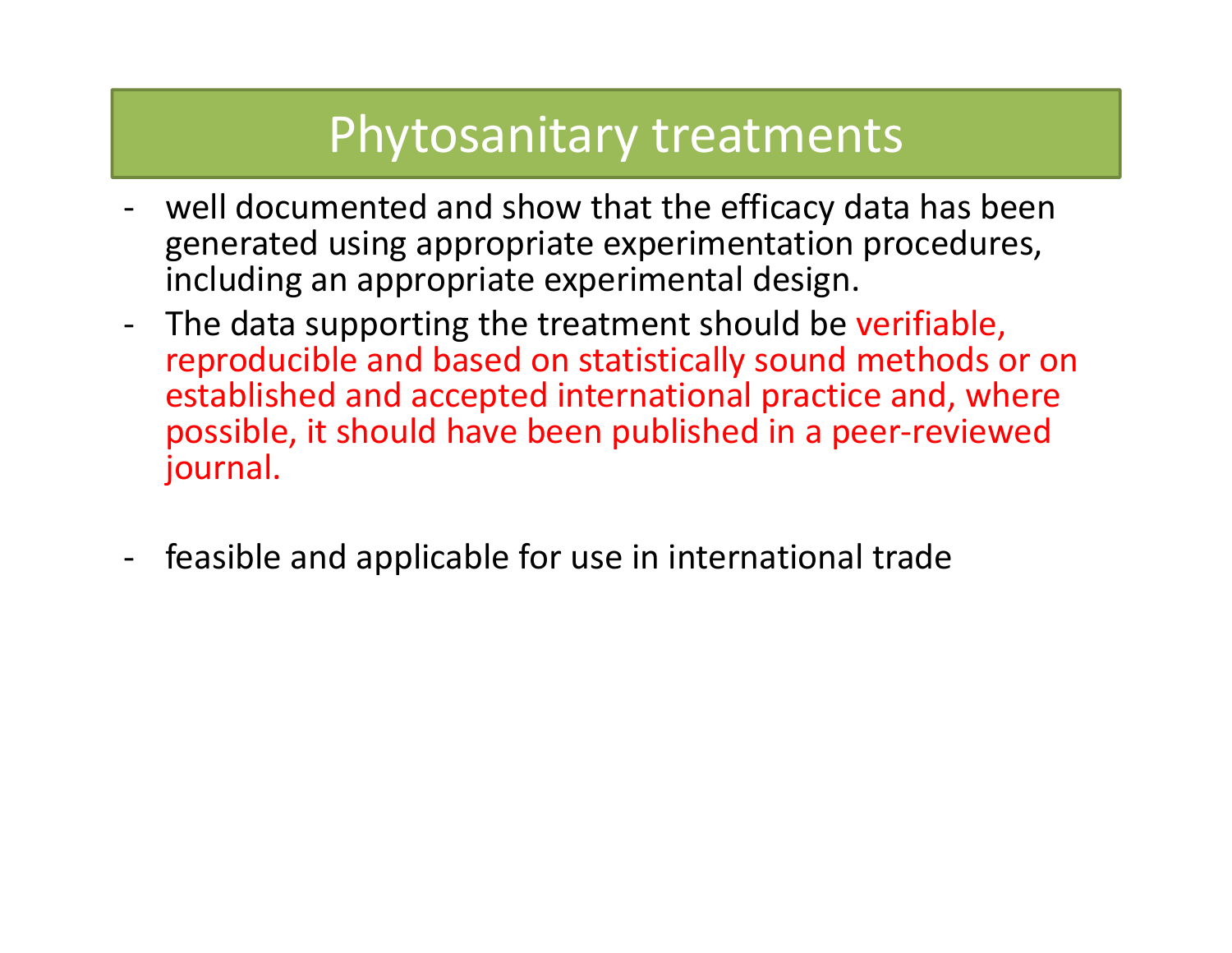# Phytosanitary treatments

- well documented and show that the efficacy data has been generated using appropriate experimentation procedures, including an appropriate experimental design.
- The data supporting the treatment should be verifiable, reproducible and based on statistically sound methods or on established and accepted international practice and, where possible, it should have been published in a peer-reviewed journal.
- feasible and applicable for use in international trade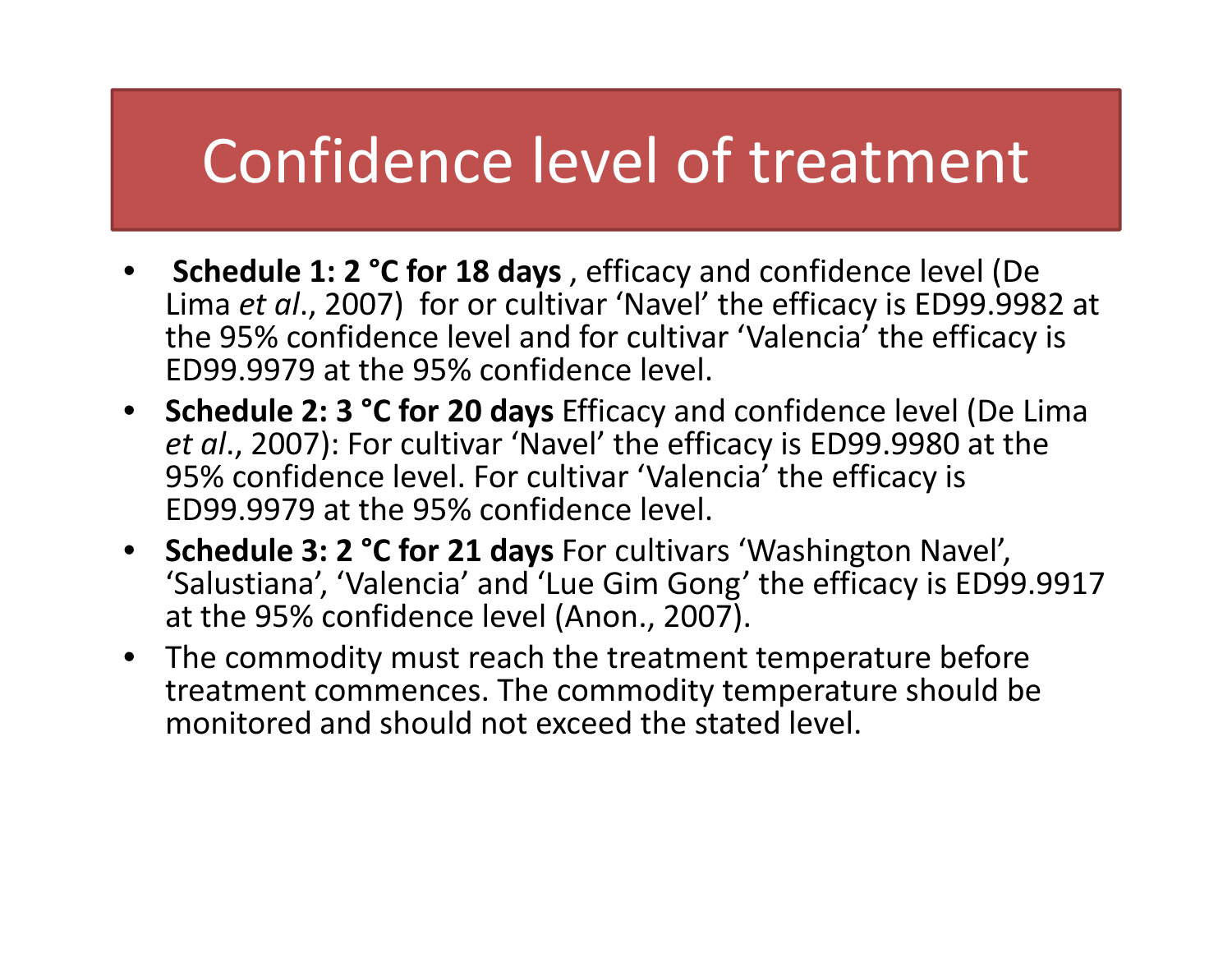# Confidence level of treatment

- **Schedule 1: 2 °C for 18 days** , efficacy and confidence level (De Lima *et al*., 2007) for or cultivar 'Navel' the efficacy is ED99.9982 at the 95% confidence level and for cultivar 'Valencia' the efficacy is ED99.9979 at the 95% confidence level.
- **Schedule 2: 3 °C for 20 days** Efficacy and confidence level (De Lima *et al*., 2007): For cultivar 'Navel' the efficacy is ED99.9980 at the 95% confidence level. For cultivar 'Valencia' the efficacy is ED99.9979 at the 95% confidence level.
- **Schedule 3: 2 °C for 21 days** For cultivars 'Washington Navel', 'Salustiana', 'Valencia' and 'Lue Gim Gong' the efficacy is ED99.9917 at the 95% confidence level (Anon., 2007).
- The commodity must reach the treatment temperature before treatment commences. The commodity temperature should be monitored and should not exceed the stated level.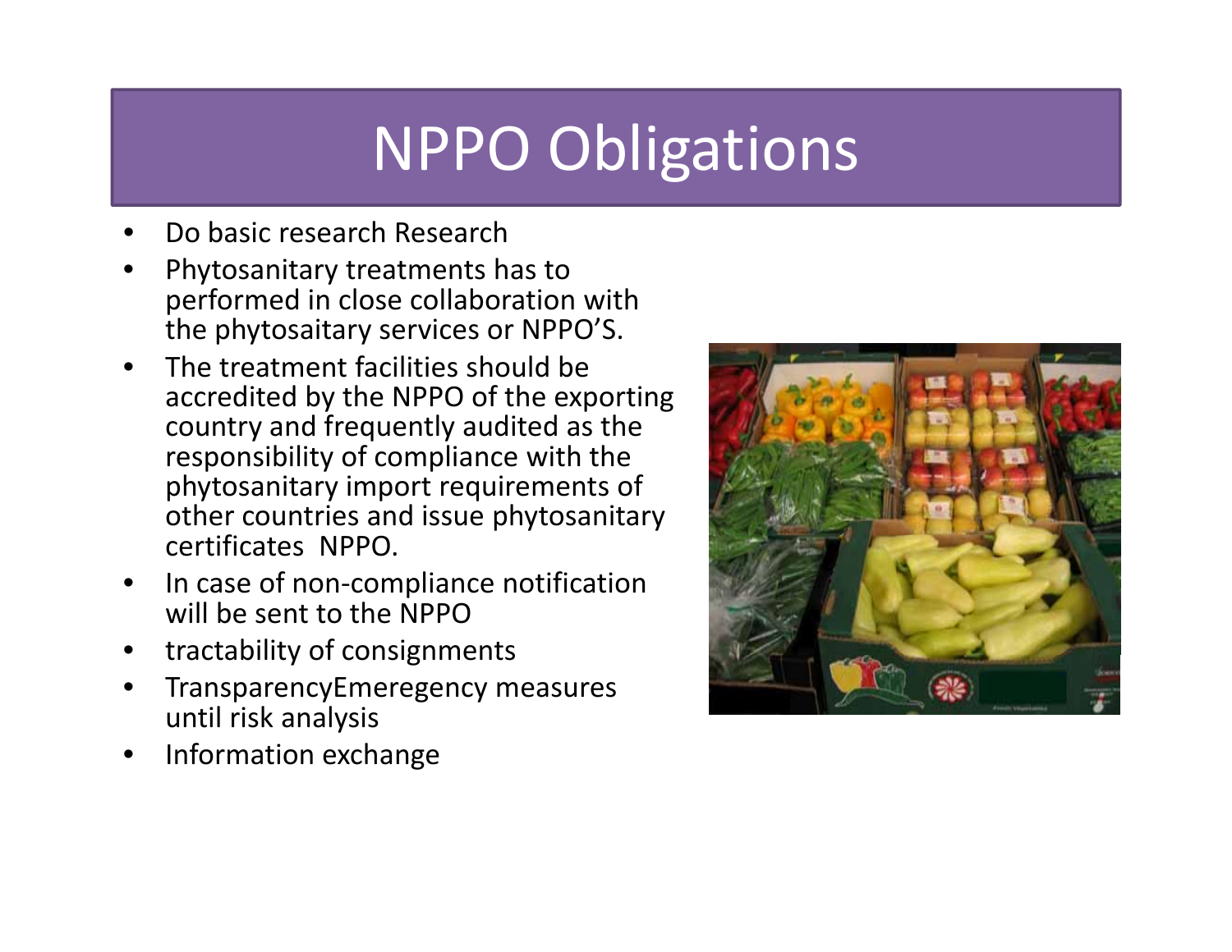# NPPO Obligations

- Do basic research Research
- Phytosanitary treatments has to performed in close collaboration with the phytosaitary services or NPPO'S.
- The treatment facilities should be accredited by the NPPO of the exporting country and frequently audited as the responsibility of compliance with the phytosanitary import requirements of other countries and issue phytosanitary certificates NPPO.
- In case of non-compliance notification will be sent to the NPPO
- tractability of consignments
- TransparencyEmeregency measures until risk analysis
- Information exchange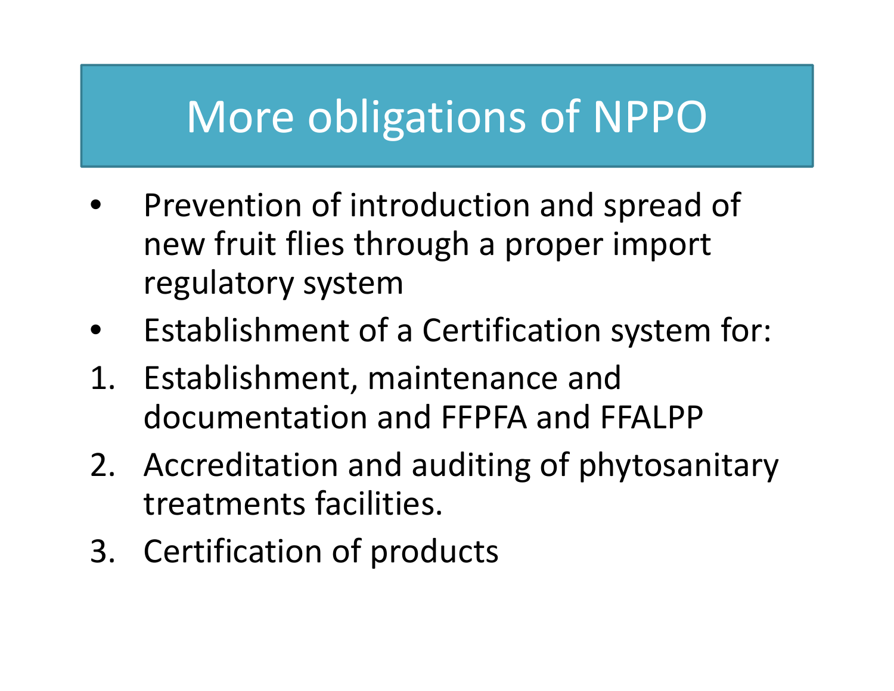# More obligations of NPPO

- Prevention of introduction and spread of new fruit flies through a proper import regulatory system
- Establishment of a Certification system for:

1. Establishment, maintenance and documentation and FFPFA and FFALPP
2. Accreditation and auditing of phytosanitary treatments facilities.
3. Certification of products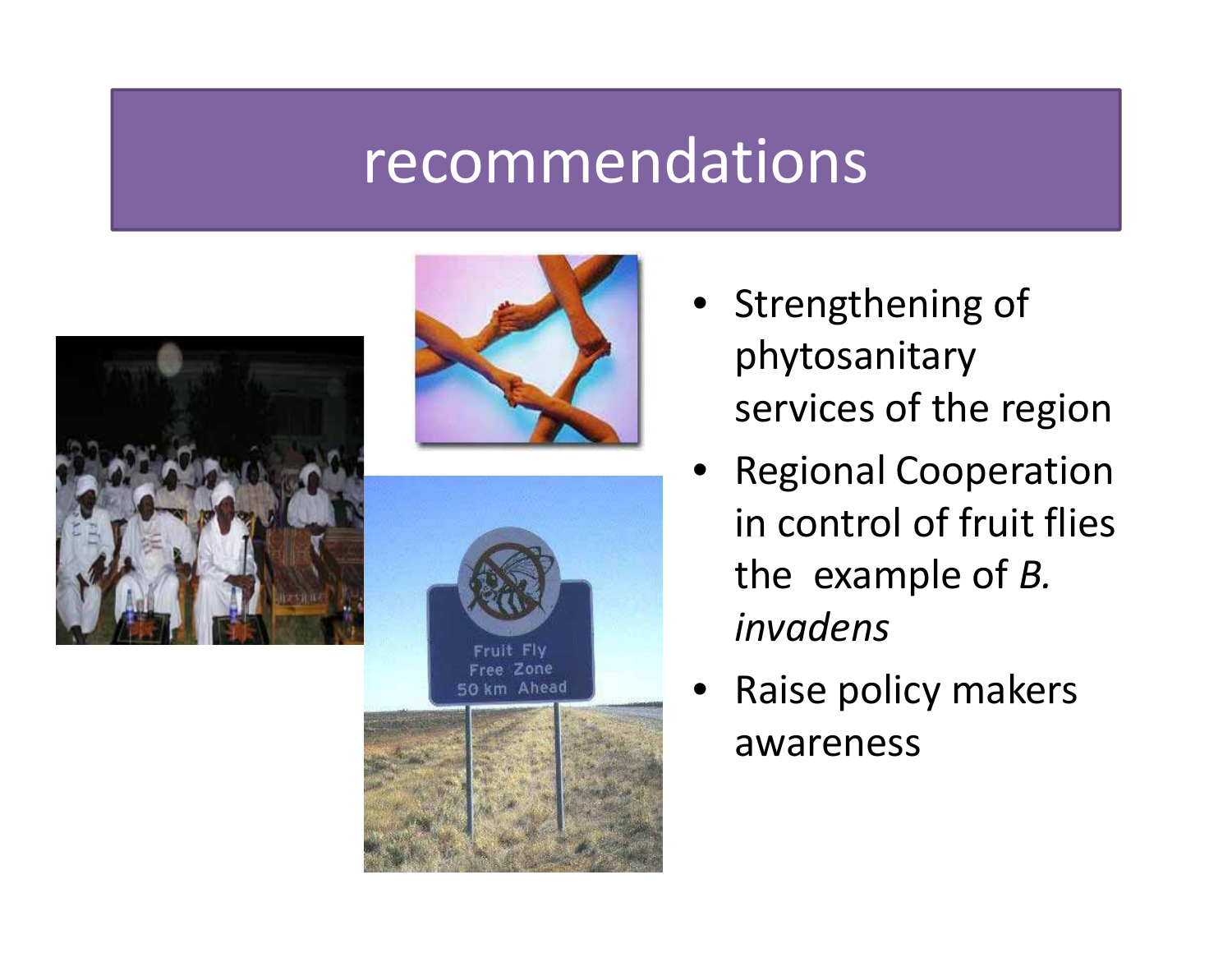# recommendations

- Strengthening of phytosanitary services of the region
- Regional Cooperation in control of fruit flies the example of *B. invadens*
- Raise policy makers awareness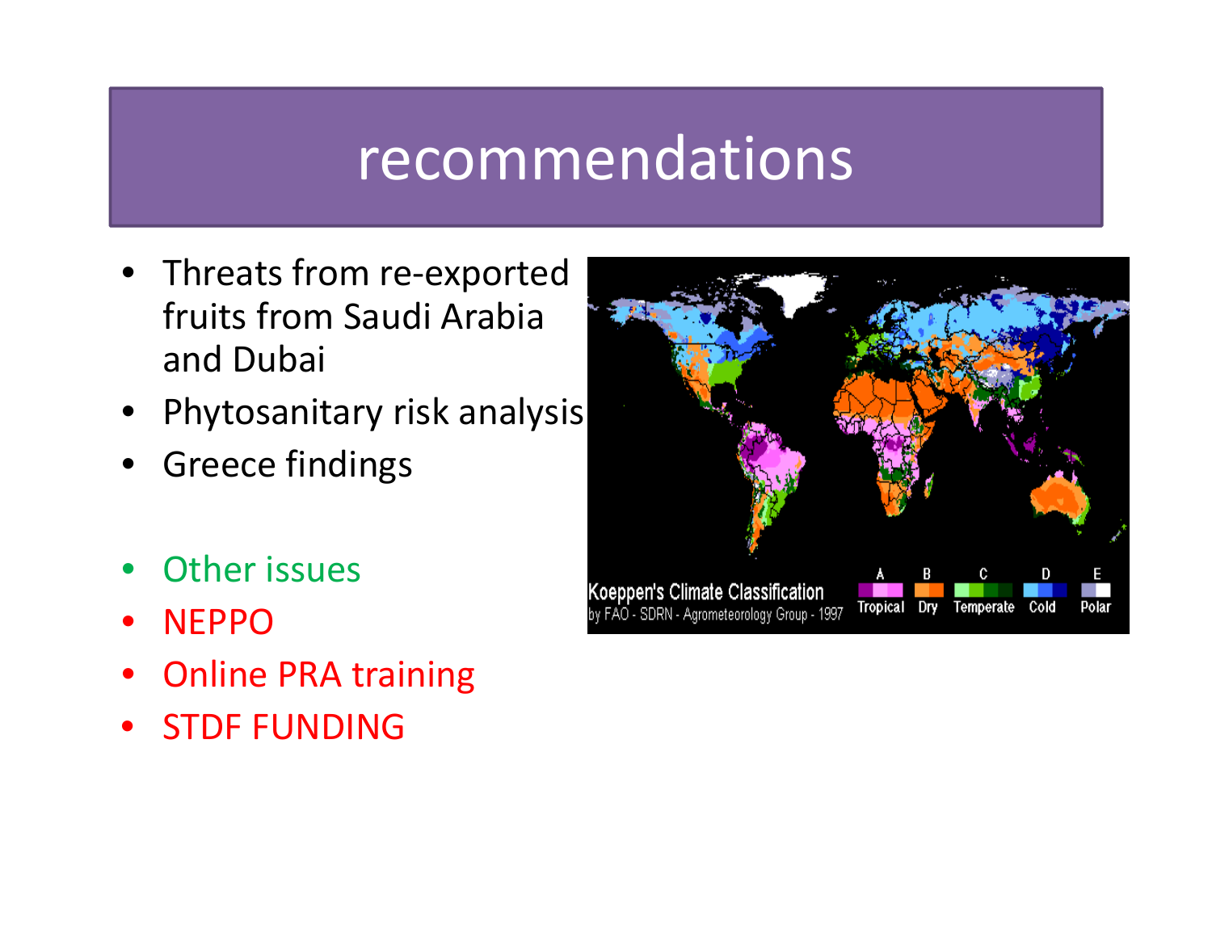# recommendations

- Threats from re-exported fruits from Saudi Arabia and Dubai
- Phytosanitary risk analysis
- Greece findings

- Other issues
- NEPPO
- Online PRA training
- STDF FUNDING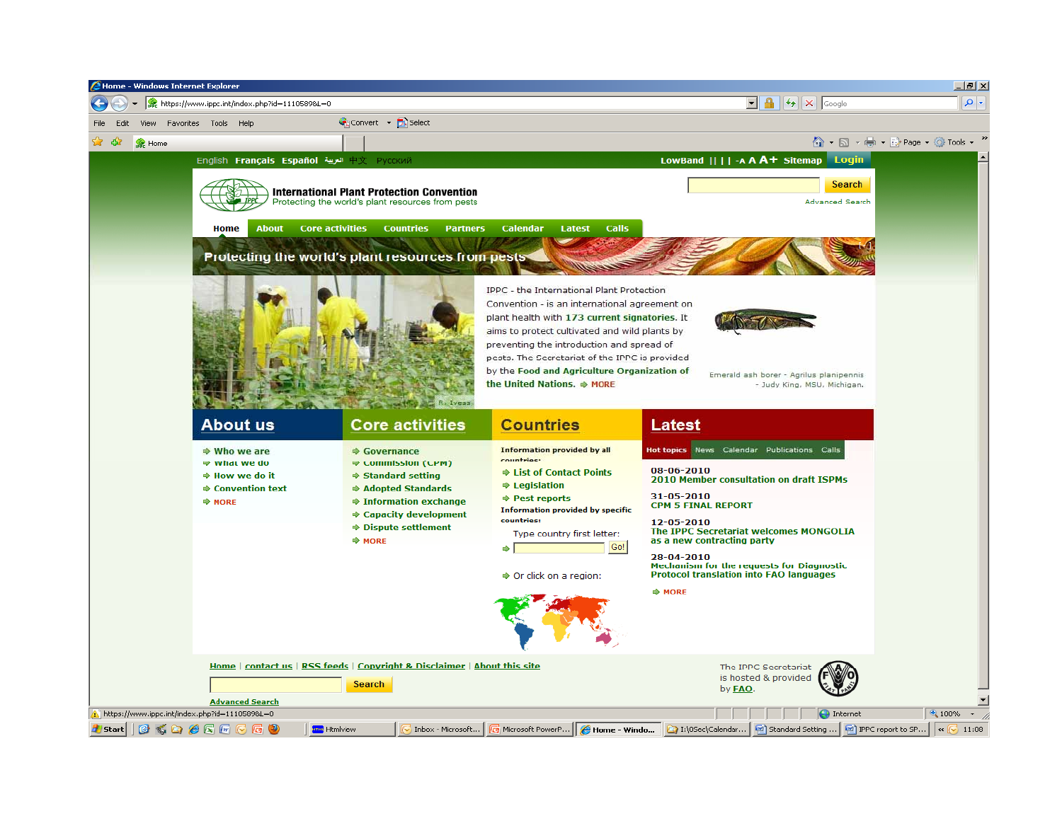English Français Español العربية 中文 Русский

LowBand | | | | -A A A+ Sitemap **Login**

# International Plant Protection Convention

Protecting the world's plant resources from pests

Search

Advanced Search

Home | About | Core activities | Countries | Partners | Calendar | Latest | Calls

Protecting the world's plant resources from pests

IPPC - the International Plant Protection Convention - is an international agreement on plant health with **173 current signatories**. It aims to protect cultivated and wild plants by preventing the introduction and spread of pests. The Secretariat of the IPPC is provided by the **Food and Agriculture Organization of the United Nations**. MORE

Emerald ash borer - Agrilus planipennis - Judy King, MSU, Michigan.

## About us

- Who we are
- What we do
- How we do it
- Convention text
- MORE

## Core activities

- Governance
- Commission (CPM)
- Standard setting
- Adopted Standards
- Information exchange
- Capacity development
- Dispute settlement
- MORE

## Countries

**Information provided by all countries:**

- List of Contact Points
- Legislation
- Pest reports

**Information provided by specific countries:**

Type country first letter: Go!

- Or click on a region:

## Latest

Hot topics | News | Calendar | Publications | Calls

08-06-2010
**2010 Member consultation on draft ISPMs**

31-05-2010
**CPM 5 FINAL REPORT**

12-05-2010
**The IPPC Secretariat welcomes MONGOLIA as a new contracting party**

28-04-2010
**Mechanism for the requests for Diagnostic Protocol translation into FAO languages**

MORE

Home | contact us | RSS feeds | Copyright & Disclaimer | About this site

Search

Advanced Search

The IPPC Secretariat is hosted & provided by FAO.